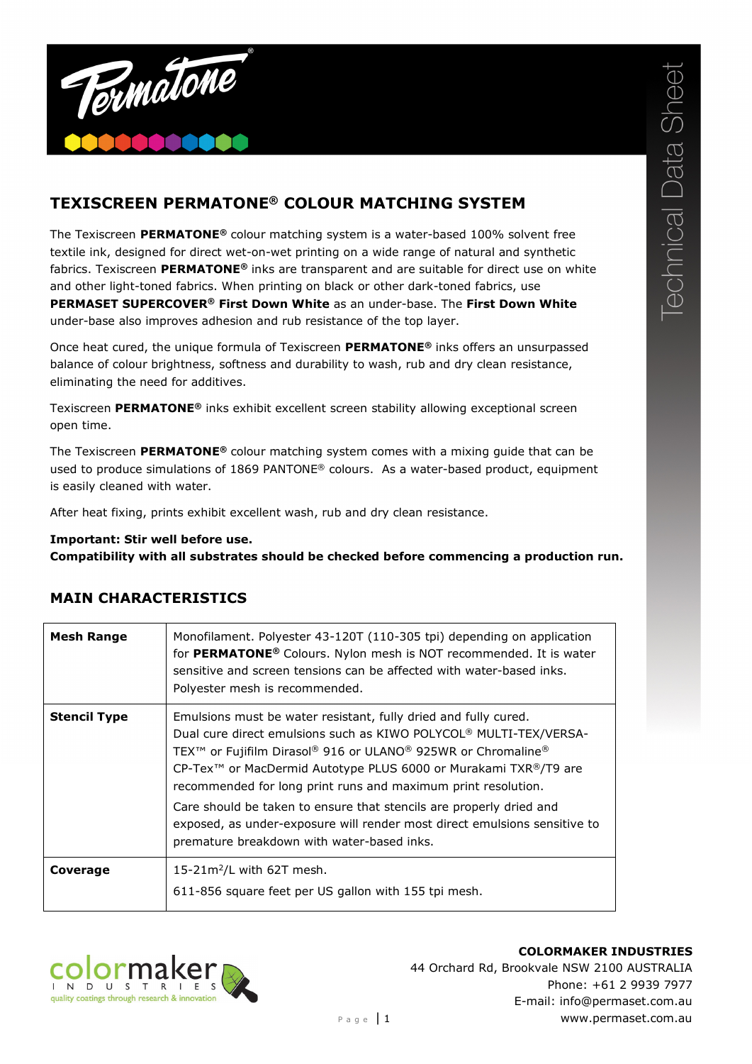# TEXISCREEN PERMATONE® COLOUR MATCHING SYSTEM

The Texiscreen **PERMATONE®** colour matching system is a water-based 100% solvent free textile ink, designed for direct wet-on-wet printing on a wide range of natural and synthetic fabrics. Texiscreen **PERMATONE®** inks are transparent and are suitable for direct use on white and other light-toned fabrics. When printing on black or other dark-toned fabrics, use **PERMASET SUPERCOVER® First Down White** as an under-base. The **First Down White** under-base also improves adhesion and rub resistance of the top layer.

Once heat cured, the unique formula of Texiscreen **PERMATONE®** inks offers an unsurpassed balance of colour brightness, softness and durability to wash, rub and dry clean resistance, eliminating the need for additives.

Texiscreen **PERMATONE®** inks exhibit excellent screen stability allowing exceptional screen open time.

The Texiscreen **PERMATONE®** colour matching system comes with a mixing guide that can be used to produce simulations of 1869 PANTONE® colours. As a water-based product, equipment is easily cleaned with water.

After heat fixing, prints exhibit excellent wash, rub and dry clean resistance.

**Important: Stir well before use.**
**Compatibility with all substrates should be checked before commencing a production run.**

## MAIN CHARACTERISTICS

| | |
|---|---|
| **Mesh Range** | Monofilament. Polyester 43-120T (110-305 tpi) depending on application for **PERMATONE®** Colours. Nylon mesh is NOT recommended. It is water sensitive and screen tensions can be affected with water-based inks. Polyester mesh is recommended. |
| **Stencil Type** | Emulsions must be water resistant, fully dried and fully cured. Dual cure direct emulsions such as KIWO POLYCOL® MULTI-TEX/VERSA-TEX™ or Fujifilm Dirasol® 916 or ULANO® 925WR or Chromaline® CP-Tex™ or MacDermid Autotype PLUS 6000 or Murakami TXR®/T9 are recommended for long print runs and maximum print resolution. Care should be taken to ensure that stencils are properly dried and exposed, as under-exposure will render most direct emulsions sensitive to premature breakdown with water-based inks. |
| **Coverage** | 15-21m²/L with 62T mesh. 611-856 square feet per US gallon with 155 tpi mesh. |

**COLORMAKER INDUSTRIES**
44 Orchard Rd, Brookvale NSW 2100 AUSTRALIA
Phone: +61 2 9939 7977
E-mail: info@permaset.com.au
www.permaset.com.au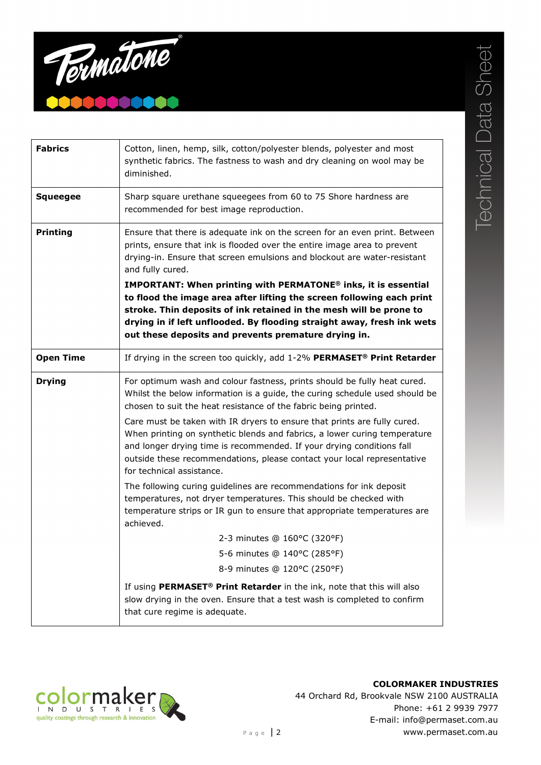| | |
|---|---|
| **Fabrics** | Cotton, linen, hemp, silk, cotton/polyester blends, polyester and most synthetic fabrics. The fastness to wash and dry cleaning on wool may be diminished. |
| **Squeegee** | Sharp square urethane squeegees from 60 to 75 Shore hardness are recommended for best image reproduction. |
| **Printing** | Ensure that there is adequate ink on the screen for an even print. Between prints, ensure that ink is flooded over the entire image area to prevent drying-in. Ensure that screen emulsions and blockout are water-resistant and fully cured.<br><br>**IMPORTANT: When printing with PERMATONE® inks, it is essential to flood the image area after lifting the screen following each print stroke. Thin deposits of ink retained in the mesh will be prone to drying in if left unflooded. By flooding straight away, fresh ink wets out these deposits and prevents premature drying in.** |
| **Open Time** | If drying in the screen too quickly, add 1-2% **PERMASET® Print Retarder** |
| **Drying** | For optimum wash and colour fastness, prints should be fully heat cured. Whilst the below information is a guide, the curing schedule used should be chosen to suit the heat resistance of the fabric being printed.<br><br>Care must be taken with IR dryers to ensure that prints are fully cured. When printing on synthetic blends and fabrics, a lower curing temperature and longer drying time is recommended. If your drying conditions fall outside these recommendations, please contact your local representative for technical assistance.<br><br>The following curing guidelines are recommendations for ink deposit temperatures, not dryer temperatures. This should be checked with temperature strips or IR gun to ensure that appropriate temperatures are achieved.<br><br>2-3 minutes @ 160°C (320°F)<br>5-6 minutes @ 140°C (285°F)<br>8-9 minutes @ 120°C (250°F)<br><br>If using **PERMASET® Print Retarder** in the ink, note that this will also slow drying in the oven. Ensure that a test wash is completed to confirm that cure regime is adequate. |

**COLORMAKER INDUSTRIES**
44 Orchard Rd, Brookvale NSW 2100 AUSTRALIA
Phone: +61 2 9939 7977
E-mail: info@permaset.com.au
www.permaset.com.au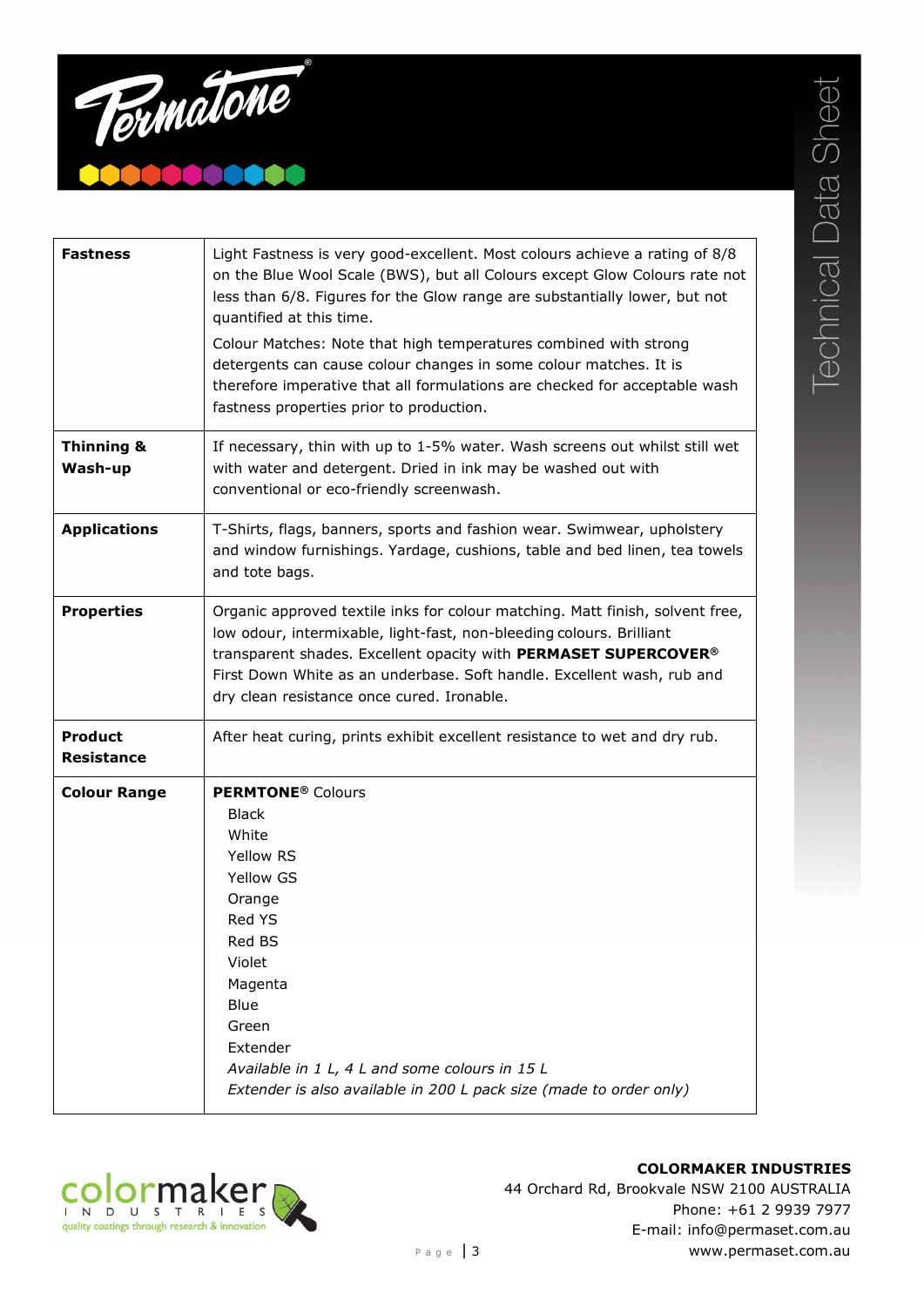| | |
|---|---|
| **Fastness** | Light Fastness is very good-excellent. Most colours achieve a rating of 8/8 on the Blue Wool Scale (BWS), but all Colours except Glow Colours rate not less than 6/8. Figures for the Glow range are substantially lower, but not quantified at this time.<br><br>Colour Matches: Note that high temperatures combined with strong detergents can cause colour changes in some colour matches. It is therefore imperative that all formulations are checked for acceptable wash fastness properties prior to production. |
| **Thinning & Wash-up** | If necessary, thin with up to 1-5% water. Wash screens out whilst still wet with water and detergent. Dried in ink may be washed out with conventional or eco-friendly screenwash. |
| **Applications** | T-Shirts, flags, banners, sports and fashion wear. Swimwear, upholstery and window furnishings. Yardage, cushions, table and bed linen, tea towels and tote bags. |
| **Properties** | Organic approved textile inks for colour matching. Matt finish, solvent free, low odour, intermixable, light-fast, non-bleeding colours. Brilliant transparent shades. Excellent opacity with **PERMASET SUPERCOVER®** First Down White as an underbase. Soft handle. Excellent wash, rub and dry clean resistance once cured. Ironable. |
| **Product Resistance** | After heat curing, prints exhibit excellent resistance to wet and dry rub. |
| **Colour Range** | **PERMTONE®** Colours<br>Black<br>White<br>Yellow RS<br>Yellow GS<br>Orange<br>Red YS<br>Red BS<br>Violet<br>Magenta<br>Blue<br>Green<br>Extender<br>*Available in 1 L, 4 L and some colours in 15 L*<br>*Extender is also available in 200 L pack size (made to order only)* |

**COLORMAKER INDUSTRIES**
44 Orchard Rd, Brookvale NSW 2100 AUSTRALIA
Phone: +61 2 9939 7977
E-mail: info@permaset.com.au
www.permaset.com.au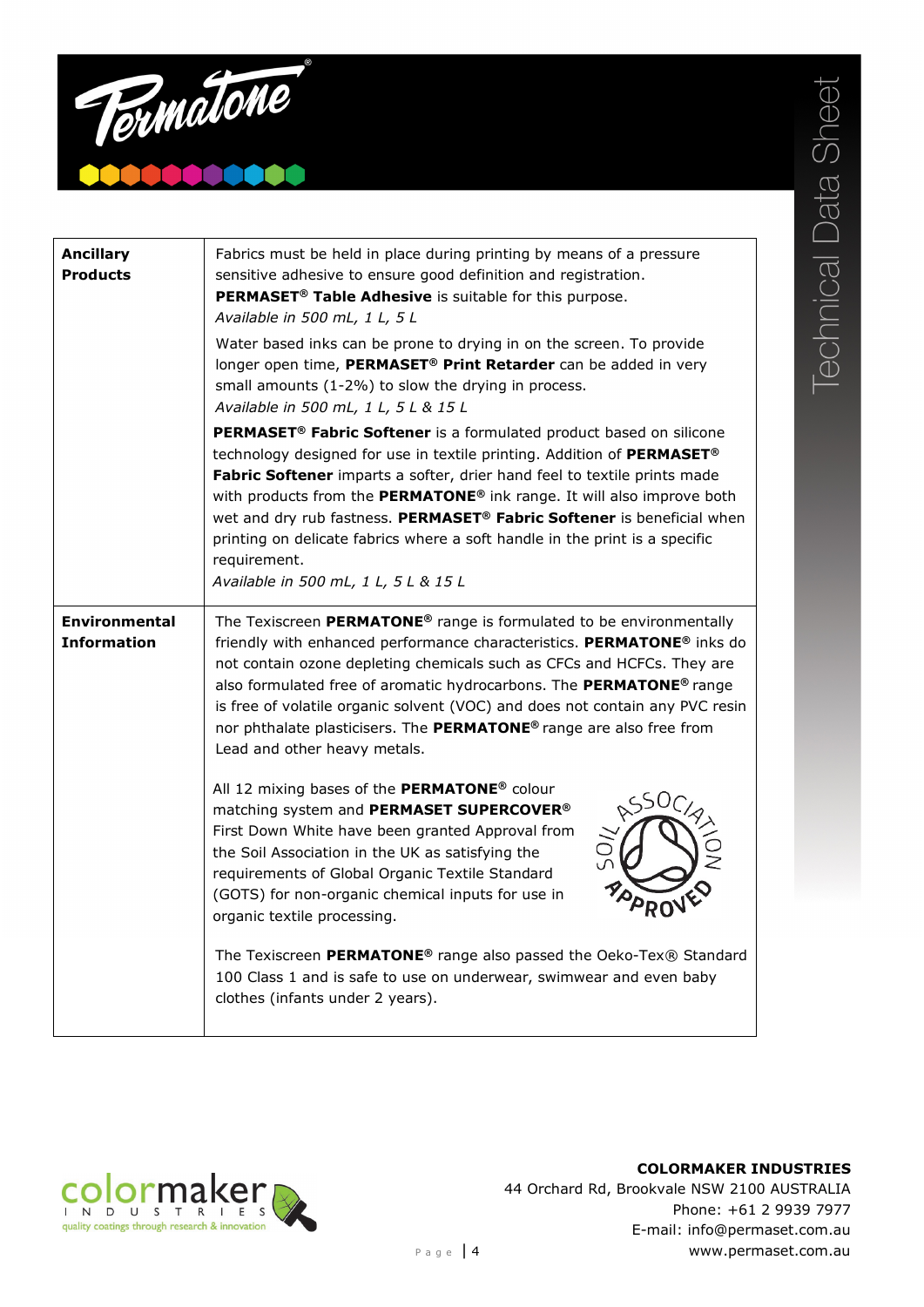| | |
|---|---|
| **Ancillary Products** | Fabrics must be held in place during printing by means of a pressure sensitive adhesive to ensure good definition and registration. **PERMASET® Table Adhesive** is suitable for this purpose.<br>*Available in 500 mL, 1 L, 5 L*<br><br>Water based inks can be prone to drying in on the screen. To provide longer open time, **PERMASET® Print Retarder** can be added in very small amounts (1-2%) to slow the drying in process.<br>*Available in 500 mL, 1 L, 5 L & 15 L*<br><br>**PERMASET® Fabric Softener** is a formulated product based on silicone technology designed for use in textile printing. Addition of **PERMASET® Fabric Softener** imparts a softer, drier hand feel to textile prints made with products from the **PERMATONE®** ink range. It will also improve both wet and dry rub fastness. **PERMASET® Fabric Softener** is beneficial when printing on delicate fabrics where a soft handle in the print is a specific requirement.<br>*Available in 500 mL, 1 L, 5 L & 15 L* |
| **Environmental Information** | The Texiscreen **PERMATONE®** range is formulated to be environmentally friendly with enhanced performance characteristics. **PERMATONE®** inks do not contain ozone depleting chemicals such as CFCs and HCFCs. They are also formulated free of aromatic hydrocarbons. The **PERMATONE®** range is free of volatile organic solvent (VOC) and does not contain any PVC resin nor phthalate plasticisers. The **PERMATONE®** range are also free from Lead and other heavy metals.<br><br>All 12 mixing bases of the **PERMATONE®** colour matching system and **PERMASET SUPERCOVER®** First Down White have been granted Approval from the Soil Association in the UK as satisfying the requirements of Global Organic Textile Standard (GOTS) for non-organic chemical inputs for use in organic textile processing.<br><br>The Texiscreen **PERMATONE®** range also passed the Oeko-Tex® Standard 100 Class 1 and is safe to use on underwear, swimwear and even baby clothes (infants under 2 years). |

**COLORMAKER INDUSTRIES**
44 Orchard Rd, Brookvale NSW 2100 AUSTRALIA
Phone: +61 2 9939 7977
E-mail: info@permaset.com.au
www.permaset.com.au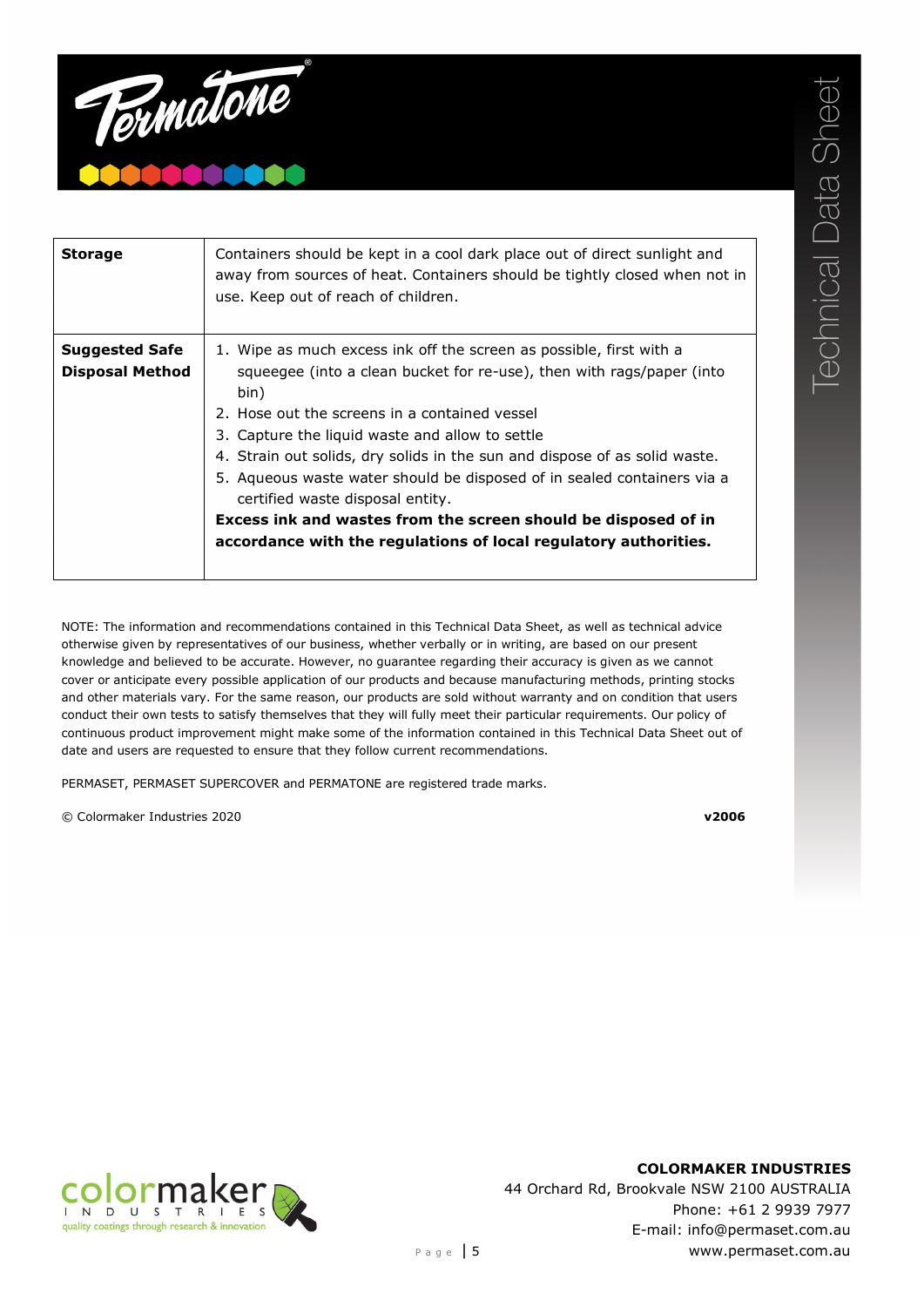| | |
|---|---|
| **Storage** | Containers should be kept in a cool dark place out of direct sunlight and away from sources of heat. Containers should be tightly closed when not in use. Keep out of reach of children. |
| **Suggested Safe Disposal Method** | 1. Wipe as much excess ink off the screen as possible, first with a squeegee (into a clean bucket for re-use), then with rags/paper (into bin)<br>2. Hose out the screens in a contained vessel<br>3. Capture the liquid waste and allow to settle<br>4. Strain out solids, dry solids in the sun and dispose of as solid waste.<br>5. Aqueous waste water should be disposed of in sealed containers via a certified waste disposal entity.<br>**Excess ink and wastes from the screen should be disposed of in accordance with the regulations of local regulatory authorities.** |

NOTE: The information and recommendations contained in this Technical Data Sheet, as well as technical advice otherwise given by representatives of our business, whether verbally or in writing, are based on our present knowledge and believed to be accurate. However, no guarantee regarding their accuracy is given as we cannot cover or anticipate every possible application of our products and because manufacturing methods, printing stocks and other materials vary. For the same reason, our products are sold without warranty and on condition that users conduct their own tests to satisfy themselves that they will fully meet their particular requirements. Our policy of continuous product improvement might make some of the information contained in this Technical Data Sheet out of date and users are requested to ensure that they follow current recommendations.

PERMASET, PERMASET SUPERCOVER and PERMATONE are registered trade marks.

© Colormaker Industries 2020

**v2006**

**COLORMAKER INDUSTRIES**
44 Orchard Rd, Brookvale NSW 2100 AUSTRALIA
Phone: +61 2 9939 7977
E-mail: info@permaset.com.au
www.permaset.com.au